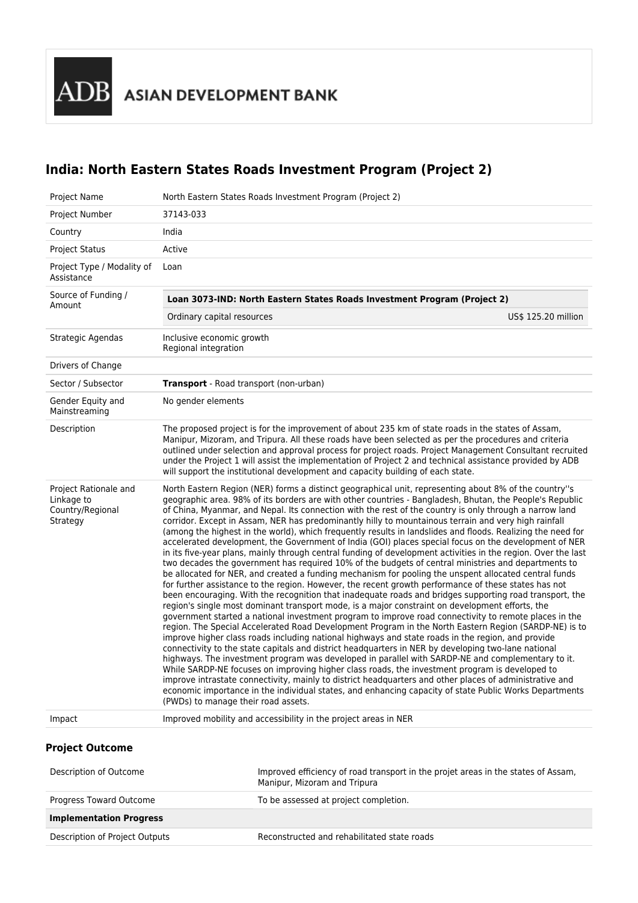ADB ASIAN DEVELOPMENT BANK

# India: North Eastern States Roads Investment Program (Project 2)

| | |
|---|---|
| Project Name | North Eastern States Roads Investment Program (Project 2) |
| Project Number | 37143-033 |
| Country | India |
| Project Status | Active |
| Project Type / Modality of Assistance | Loan |
| Source of Funding / Amount | **Loan 3073-IND: North Eastern States Roads Investment Program (Project 2)**<br>Ordinary capital resources — US$ 125.20 million |
| Strategic Agendas | Inclusive economic growth<br>Regional integration |
| Drivers of Change | |
| Sector / Subsector | **Transport** - Road transport (non-urban) |
| Gender Equity and Mainstreaming | No gender elements |
| Description | The proposed project is for the improvement of about 235 km of state roads in the states of Assam, Manipur, Mizoram, and Tripura. All these roads have been selected as per the procedures and criteria outlined under selection and approval process for project roads. Project Management Consultant recruited under the Project 1 will assist the implementation of Project 2 and technical assistance provided by ADB will support the institutional development and capacity building of each state. |
| Project Rationale and Linkage to Country/Regional Strategy | North Eastern Region (NER) forms a distinct geographical unit, representing about 8% of the country''s geographic area. 98% of its borders are with other countries - Bangladesh, Bhutan, the People's Republic of China, Myanmar, and Nepal. Its connection with the rest of the country is only through a narrow land corridor. Except in Assam, NER has predominantly hilly to mountainous terrain and very high rainfall (among the highest in the world), which frequently results in landslides and floods. Realizing the need for accelerated development, the Government of India (GOI) places special focus on the development of NER in its five-year plans, mainly through central funding of development activities in the region. Over the last two decades the government has required 10% of the budgets of central ministries and departments to be allocated for NER, and created a funding mechanism for pooling the unspent allocated central funds for further assistance to the region. However, the recent growth performance of these states has not been encouraging. With the recognition that inadequate roads and bridges supporting road transport, the region's single most dominant transport mode, is a major constraint on development efforts, the government started a national investment program to improve road connectivity to remote places in the region. The Special Accelerated Road Development Program in the North Eastern Region (SARDP-NE) is to improve higher class roads including national highways and state roads in the region, and provide connectivity to the state capitals and district headquarters in NER by developing two-lane national highways. The investment program was developed in parallel with SARDP-NE and complementary to it. While SARDP-NE focuses on improving higher class roads, the investment program is developed to improve intrastate connectivity, mainly to district headquarters and other places of administrative and economic importance in the individual states, and enhancing capacity of state Public Works Departments (PWDs) to manage their road assets. |
| Impact | Improved mobility and accessibility in the project areas in NER |

### Project Outcome

| | |
|---|---|
| Description of Outcome | Improved efficiency of road transport in the projet areas in the states of Assam, Manipur, Mizoram and Tripura |
| Progress Toward Outcome | To be assessed at project completion. |
| **Implementation Progress** | |
| Description of Project Outputs | Reconstructed and rehabilitated state roads |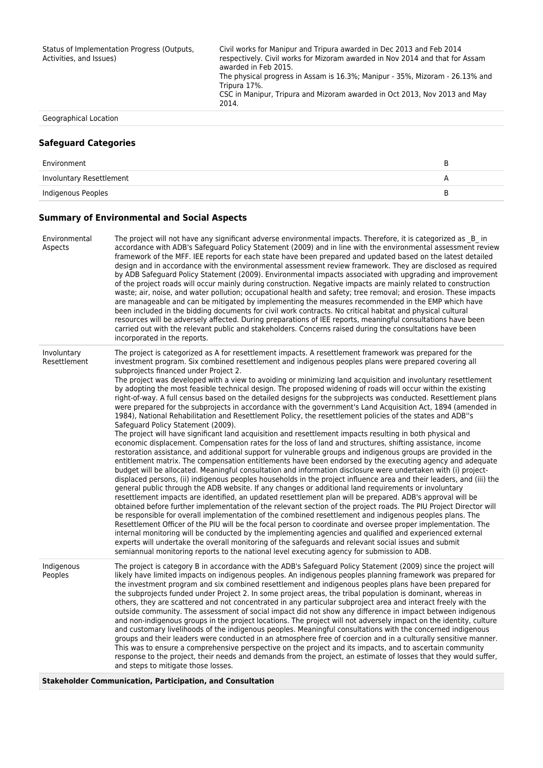| | |
|---|---|
| Status of Implementation Progress (Outputs, Activities, and Issues) | Civil works for Manipur and Tripura awarded in Dec 2013 and Feb 2014 respectively. Civil works for Mizoram awarded in Nov 2014 and that for Assam awarded in Feb 2015.<br>The physical progress in Assam is 16.3%; Manipur - 35%, Mizoram - 26.13% and Tripura 17%.<br>CSC in Manipur, Tripura and Mizoram awarded in Oct 2013, Nov 2013 and May 2014. |
| Geographical Location | |

### Safeguard Categories

| | |
|---|---|
| Environment | B |
| Involuntary Resettlement | A |
| Indigenous Peoples | B |

### Summary of Environmental and Social Aspects

| | |
|---|---|
| Environmental Aspects | The project will not have any significant adverse environmental impacts. Therefore, it is categorized as _B_ in accordance with ADB's Safeguard Policy Statement (2009) and in line with the environmental assessment review framework of the MFF. IEE reports for each state have been prepared and updated based on the latest detailed design and in accordance with the environmental assessment review framework. They are disclosed as required by ADB Safeguard Policy Statement (2009). Environmental impacts associated with upgrading and improvement of the project roads will occur mainly during construction. Negative impacts are mainly related to construction waste; air, noise, and water pollution; occupational health and safety; tree removal; and erosion. These impacts are manageable and can be mitigated by implementing the measures recommended in the EMP which have been included in the bidding documents for civil work contracts. No critical habitat and physical cultural resources will be adversely affected. During preparations of IEE reports, meaningful consultations have been carried out with the relevant public and stakeholders. Concerns raised during the consultations have been incorporated in the reports. |
| Involuntary Resettlement | The project is categorized as A for resettlement impacts. A resettlement framework was prepared for the investment program. Six combined resettlement and indigenous peoples plans were prepared covering all subprojects financed under Project 2.<br>The project was developed with a view to avoiding or minimizing land acquisition and involuntary resettlement by adopting the most feasible technical design. The proposed widening of roads will occur within the existing right-of-way. A full census based on the detailed designs for the subprojects was conducted. Resettlement plans were prepared for the subprojects in accordance with the government's Land Acquisition Act, 1894 (amended in 1984), National Rehabilitation and Resettlement Policy, the resettlement policies of the states and ADB''s Safeguard Policy Statement (2009).<br>The project will have significant land acquisition and resettlement impacts resulting in both physical and economic displacement. Compensation rates for the loss of land and structures, shifting assistance, income restoration assistance, and additional support for vulnerable groups and indigenous groups are provided in the entitlement matrix. The compensation entitlements have been endorsed by the executing agency and adequate budget will be allocated. Meaningful consultation and information disclosure were undertaken with (i) project-displaced persons, (ii) indigenous peoples households in the project influence area and their leaders, and (iii) the general public through the ADB website. If any changes or additional land requirements or involuntary resettlement impacts are identified, an updated resettlement plan will be prepared. ADB's approval will be obtained before further implementation of the relevant section of the project roads. The PIU Project Director will be responsible for overall implementation of the combined resettlement and indigenous peoples plans. The Resettlement Officer of the PIU will be the focal person to coordinate and oversee proper implementation. The internal monitoring will be conducted by the implementing agencies and qualified and experienced external experts will undertake the overall monitoring of the safeguards and relevant social issues and submit semiannual monitoring reports to the national level executing agency for submission to ADB. |
| Indigenous Peoples | The project is category B in accordance with the ADB's Safeguard Policy Statement (2009) since the project will likely have limited impacts on indigenous peoples. An indigenous peoples planning framework was prepared for the investment program and six combined resettlement and indigenous peoples plans have been prepared for the subprojects funded under Project 2. In some project areas, the tribal population is dominant, whereas in others, they are scattered and not concentrated in any particular subproject area and interact freely with the outside community. The assessment of social impact did not show any difference in impact between indigenous and non-indigenous groups in the project locations. The project will not adversely impact on the identity, culture and customary livelihoods of the indigenous peoples. Meaningful consultations with the concerned indigenous groups and their leaders were conducted in an atmosphere free of coercion and in a culturally sensitive manner. This was to ensure a comprehensive perspective on the project and its impacts, and to ascertain community response to the project, their needs and demands from the project, an estimate of losses that they would suffer, and steps to mitigate those losses. |

**Stakeholder Communication, Participation, and Consultation**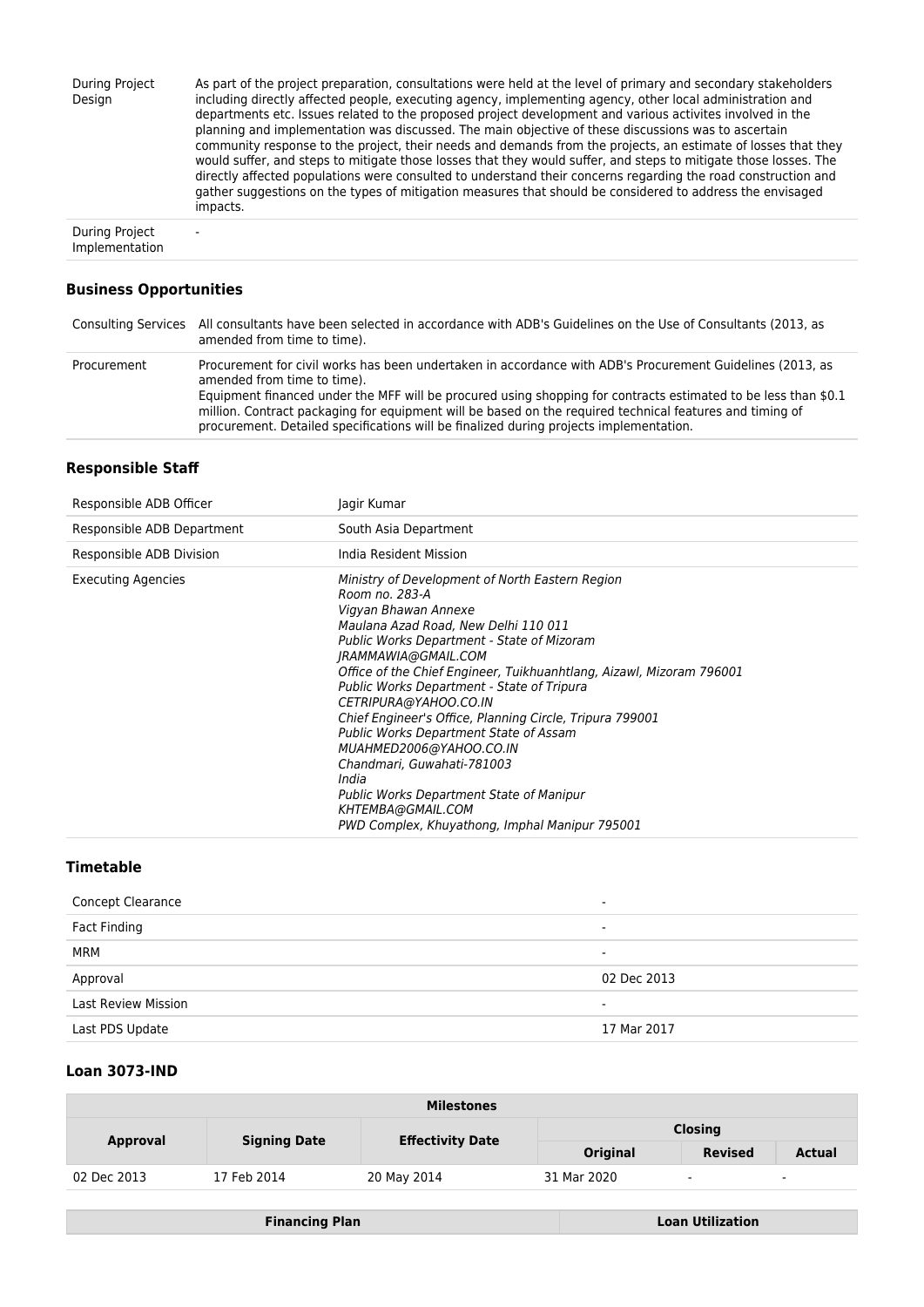| | |
|---|---|
| During Project Design | As part of the project preparation, consultations were held at the level of primary and secondary stakeholders including directly affected people, executing agency, implementing agency, other local administration and departments etc. Issues related to the proposed project development and various activites involved in the planning and implementation was discussed. The main objective of these discussions was to ascertain community response to the project, their needs and demands from the projects, an estimate of losses that they would suffer, and steps to mitigate those losses that they would suffer, and steps to mitigate those losses. The directly affected populations were consulted to understand their concerns regarding the road construction and gather suggestions on the types of mitigation measures that should be considered to address the envisaged impacts. |
| During Project Implementation | - |

### Business Opportunities

| | |
|---|---|
| Consulting Services | All consultants have been selected in accordance with ADB's Guidelines on the Use of Consultants (2013, as amended from time to time). |
| Procurement | Procurement for civil works has been undertaken in accordance with ADB's Procurement Guidelines (2013, as amended from time to time).<br>Equipment financed under the MFF will be procured using shopping for contracts estimated to be less than $0.1 million. Contract packaging for equipment will be based on the required technical features and timing of procurement. Detailed specifications will be finalized during projects implementation. |

### Responsible Staff

| | |
|---|---|
| Responsible ADB Officer | Jagir Kumar |
| Responsible ADB Department | South Asia Department |
| Responsible ADB Division | India Resident Mission |
| Executing Agencies | *Ministry of Development of North Eastern Region*<br>*Room no. 283-A*<br>*Vigyan Bhawan Annexe*<br>*Maulana Azad Road, New Delhi 110 011*<br>*Public Works Department - State of Mizoram*<br>*JRAMMAWIA@GMAIL.COM*<br>*Office of the Chief Engineer, Tuikhuanhtlang, Aizawl, Mizoram 796001*<br>*Public Works Department - State of Tripura*<br>*CETRIPURA@YAHOO.CO.IN*<br>*Chief Engineer's Office, Planning Circle, Tripura 799001*<br>*Public Works Department State of Assam*<br>*MUAHMED2006@YAHOO.CO.IN*<br>*Chandmari, Guwahati-781003*<br>*India*<br>*Public Works Department State of Manipur*<br>*KHTEMBA@GMAIL.COM*<br>*PWD Complex, Khuyathong, Imphal Manipur 795001* |

### Timetable

| | |
|---|---|
| Concept Clearance | - |
| Fact Finding | - |
| MRM | - |
| Approval | 02 Dec 2013 |
| Last Review Mission | - |
| Last PDS Update | 17 Mar 2017 |

### Loan 3073-IND

| Milestones | | | | | |
|---|---|---|---|---|---|
| Approval | Signing Date | Effectivity Date | Closing | | |
| | | | Original | Revised | Actual |
| 02 Dec 2013 | 17 Feb 2014 | 20 May 2014 | 31 Mar 2020 | - | - |

| Financing Plan | Loan Utilization |
|---|---|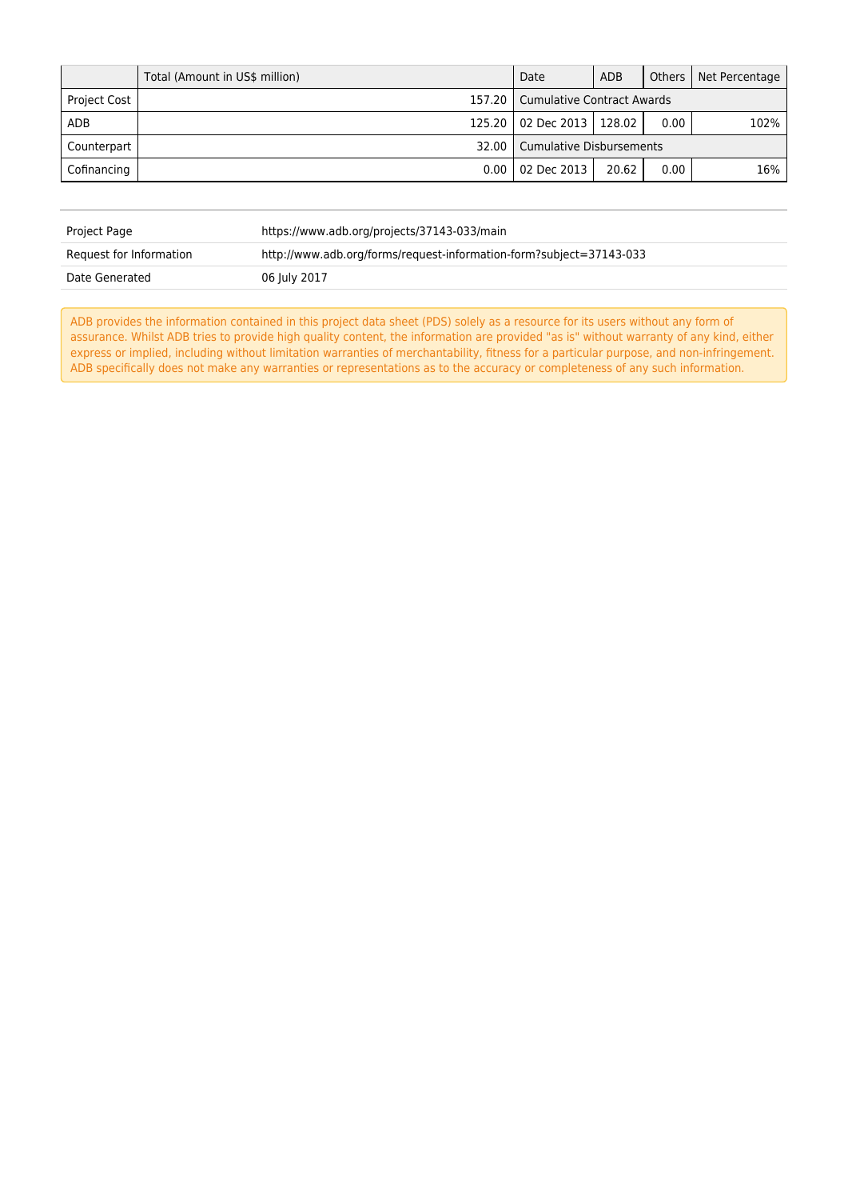| | Total (Amount in US$ million) | Date | ADB | Others | Net Percentage |
|---|---|---|---|---|---|
| Project Cost | 157.20 | Cumulative Contract Awards | | | |
| ADB | 125.20 | 02 Dec 2013 | 128.02 | 0.00 | 102% |
| Counterpart | 32.00 | Cumulative Disbursements | | | |
| Cofinancing | 0.00 | 02 Dec 2013 | 20.62 | 0.00 | 16% |

| | |
|---|---|
| Project Page | https://www.adb.org/projects/37143-033/main |
| Request for Information | http://www.adb.org/forms/request-information-form?subject=37143-033 |
| Date Generated | 06 July 2017 |

ADB provides the information contained in this project data sheet (PDS) solely as a resource for its users without any form of assurance. Whilst ADB tries to provide high quality content, the information are provided "as is" without warranty of any kind, either express or implied, including without limitation warranties of merchantability, fitness for a particular purpose, and non-infringement. ADB specifically does not make any warranties or representations as to the accuracy or completeness of any such information.